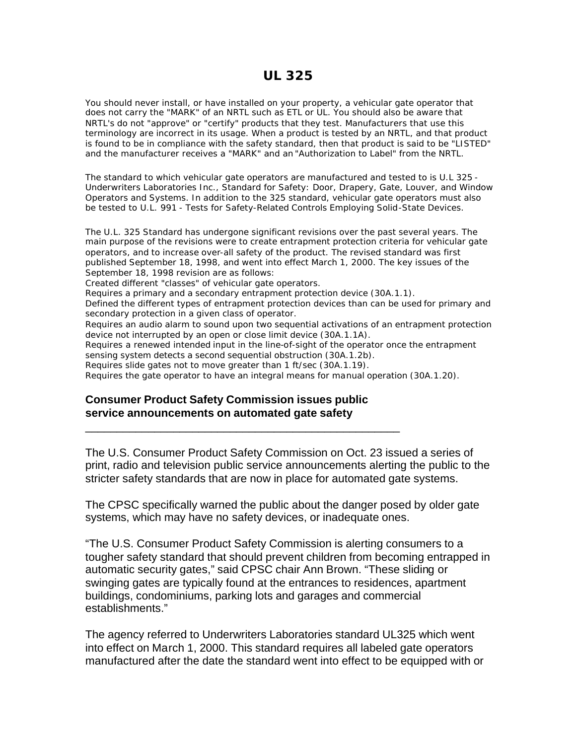# UL 325

You should never install, or have installed on your property, a vehicular gate operator that does not carry the "MARK" of an NRTL such as ETL or UL. You should also be aware that NRTL's do not "approve" or "certify" products that they test. Manufacturers that use this terminology are incorrect in its usage. When a product is tested by an NRTL, and that product is found to be in compliance with the safety standard, then that product is said to be "LISTED" and the manufacturer receives a "MARK" and an "Authorization to Label" from the NRTL.

The standard to which vehicular gate operators are manufactured and tested to is U.L 325 - Underwriters Laboratories Inc., Standard for Safety: Door, Drapery, Gate, Louver, and Window Operators and Systems. In addition to the 325 standard, vehicular gate operators must also be tested to U.L. 991 - Tests for Safety-Related Controls Employing Solid-State Devices.

The U.L. 325 Standard has undergone significant revisions over the past several years. The main purpose of the revisions were to create entrapment protection criteria for vehicular gate operators, and to increase over-all safety of the product. The revised standard was first published September 18, 1998, and went into effect March 1, 2000. The key issues of the September 18, 1998 revision are as follows:

Created different "classes" of vehicular gate operators.
Requires a primary and a secondary entrapment protection device (30A.1.1).
Defined the different types of entrapment protection devices than can be used for primary and secondary protection in a given class of operator.
Requires an audio alarm to sound upon two sequential activations of an entrapment protection device not interrupted by an open or close limit device (30A.1.1A).
Requires a renewed intended input in the line-of-sight of the operator once the entrapment sensing system detects a second sequential obstruction (30A.1.2b).
Requires slide gates not to move greater than 1 ft/sec (30A.1.19).
Requires the gate operator to have an integral means for manual operation (30A.1.20).

## Consumer Product Safety Commission issues public service announcements on automated gate safety

The U.S. Consumer Product Safety Commission on Oct. 23 issued a series of print, radio and television public service announcements alerting the public to the stricter safety standards that are now in place for automated gate systems.

The CPSC specifically warned the public about the danger posed by older gate systems, which may have no safety devices, or inadequate ones.

"The U.S. Consumer Product Safety Commission is alerting consumers to a tougher safety standard that should prevent children from becoming entrapped in automatic security gates," said CPSC chair Ann Brown. "These sliding or swinging gates are typically found at the entrances to residences, apartment buildings, condominiums, parking lots and garages and commercial establishments."

The agency referred to Underwriters Laboratories standard UL325 which went into effect on March 1, 2000. This standard requires all labeled gate operators manufactured after the date the standard went into effect to be equipped with or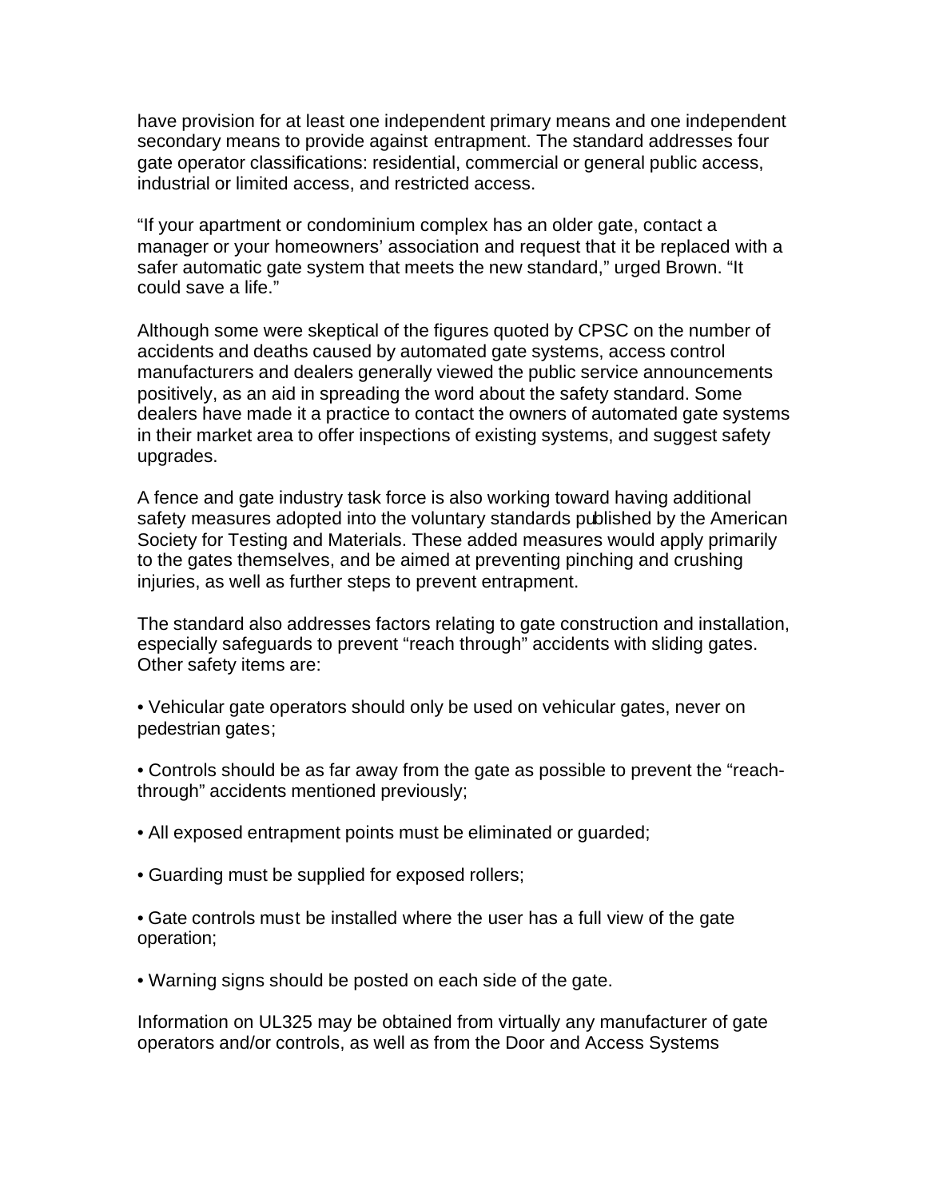have provision for at least one independent primary means and one independent secondary means to provide against entrapment. The standard addresses four gate operator classifications: residential, commercial or general public access, industrial or limited access, and restricted access.

"If your apartment or condominium complex has an older gate, contact a manager or your homeowners' association and request that it be replaced with a safer automatic gate system that meets the new standard," urged Brown. "It could save a life."

Although some were skeptical of the figures quoted by CPSC on the number of accidents and deaths caused by automated gate systems, access control manufacturers and dealers generally viewed the public service announcements positively, as an aid in spreading the word about the safety standard. Some dealers have made it a practice to contact the owners of automated gate systems in their market area to offer inspections of existing systems, and suggest safety upgrades.

A fence and gate industry task force is also working toward having additional safety measures adopted into the voluntary standards published by the American Society for Testing and Materials. These added measures would apply primarily to the gates themselves, and be aimed at preventing pinching and crushing injuries, as well as further steps to prevent entrapment.

The standard also addresses factors relating to gate construction and installation, especially safeguards to prevent "reach through" accidents with sliding gates. Other safety items are:

• Vehicular gate operators should only be used on vehicular gates, never on pedestrian gates;

• Controls should be as far away from the gate as possible to prevent the "reach-through" accidents mentioned previously;

• All exposed entrapment points must be eliminated or guarded;

• Guarding must be supplied for exposed rollers;

• Gate controls must be installed where the user has a full view of the gate operation;

• Warning signs should be posted on each side of the gate.

Information on UL325 may be obtained from virtually any manufacturer of gate operators and/or controls, as well as from the Door and Access Systems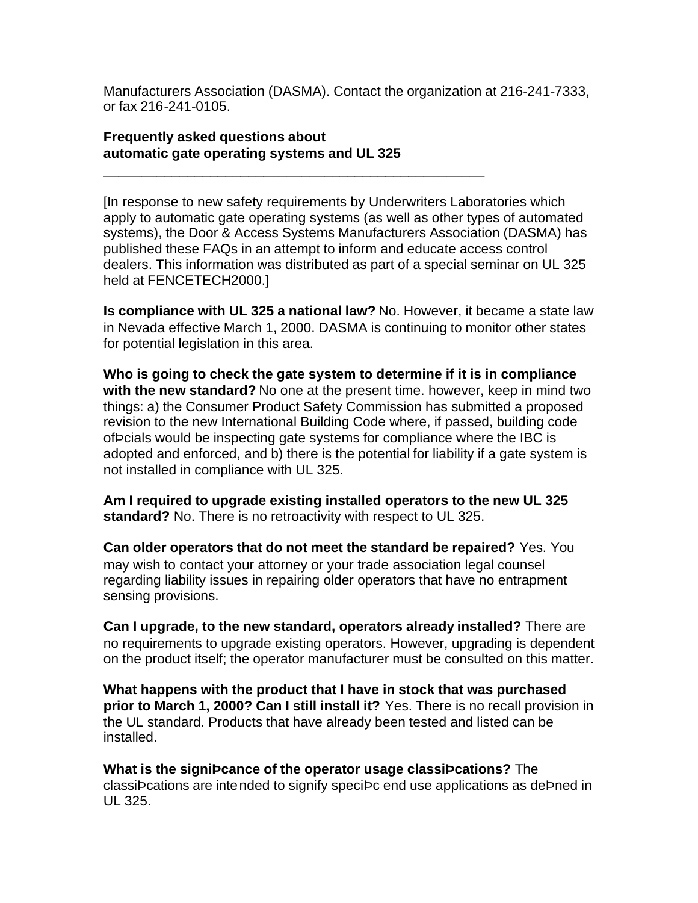Manufacturers Association (DASMA). Contact the organization at 216-241-7333, or fax 216-241-0105.

**Frequently asked questions about automatic gate operating systems and UL 325**

---

[In response to new safety requirements by Underwriters Laboratories which apply to automatic gate operating systems (as well as other types of automated systems), the Door & Access Systems Manufacturers Association (DASMA) has published these FAQs in an attempt to inform and educate access control dealers. This information was distributed as part of a special seminar on UL 325 held at FENCETECH2000.]

**Is compliance with UL 325 a national law?** No. However, it became a state law in Nevada effective March 1, 2000. DASMA is continuing to monitor other states for potential legislation in this area.

**Who is going to check the gate system to determine if it is in compliance with the new standard?** No one at the present time. however, keep in mind two things: a) the Consumer Product Safety Commission has submitted a proposed revision to the new International Building Code where, if passed, building code ofÞcials would be inspecting gate systems for compliance where the IBC is adopted and enforced, and b) there is the potential for liability if a gate system is not installed in compliance with UL 325.

**Am I required to upgrade existing installed operators to the new UL 325 standard?** No. There is no retroactivity with respect to UL 325.

**Can older operators that do not meet the standard be repaired?** Yes. You may wish to contact your attorney or your trade association legal counsel regarding liability issues in repairing older operators that have no entrapment sensing provisions.

**Can I upgrade, to the new standard, operators already installed?** There are no requirements to upgrade existing operators. However, upgrading is dependent on the product itself; the operator manufacturer must be consulted on this matter.

**What happens with the product that I have in stock that was purchased prior to March 1, 2000? Can I still install it?** Yes. There is no recall provision in the UL standard. Products that have already been tested and listed can be installed.

**What is the signiÞcance of the operator usage classiÞcations?** The classiÞcations are intended to signify speciÞc end use applications as deÞned in UL 325.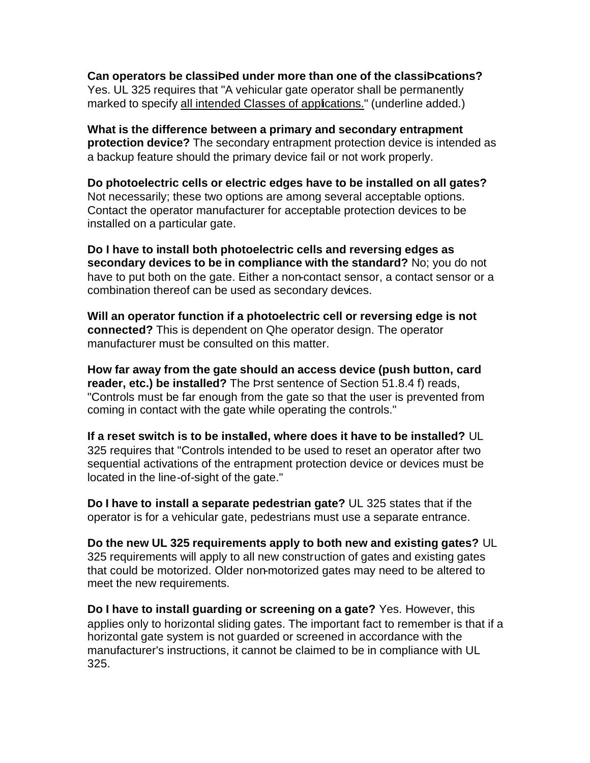**Can operators be classiÞed under more than one of the classiÞcations?** Yes. UL 325 requires that "A vehicular gate operator shall be permanently marked to specify <u>all intended Classes of applications.</u>" (underline added.)

**What is the difference between a primary and secondary entrapment protection device?** The secondary entrapment protection device is intended as a backup feature should the primary device fail or not work properly.

**Do photoelectric cells or electric edges have to be installed on all gates?** Not necessarily; these two options are among several acceptable options. Contact the operator manufacturer for acceptable protection devices to be installed on a particular gate.

**Do I have to install both photoelectric cells and reversing edges as secondary devices to be in compliance with the standard?** No; you do not have to put both on the gate. Either a non-contact sensor, a contact sensor or a combination thereof can be used as secondary devices.

**Will an operator function if a photoelectric cell or reversing edge is not connected?** This is dependent on Qhe operator design. The operator manufacturer must be consulted on this matter.

**How far away from the gate should an access device (push button, card reader, etc.) be installed?** The Þrst sentence of Section 51.8.4 f) reads, "Controls must be far enough from the gate so that the user is prevented from coming in contact with the gate while operating the controls."

**If a reset switch is to be installed, where does it have to be installed?** UL 325 requires that "Controls intended to be used to reset an operator after two sequential activations of the entrapment protection device or devices must be located in the line-of-sight of the gate."

**Do I have to install a separate pedestrian gate?** UL 325 states that if the operator is for a vehicular gate, pedestrians must use a separate entrance.

**Do the new UL 325 requirements apply to both new and existing gates?** UL 325 requirements will apply to all new construction of gates and existing gates that could be motorized. Older non-motorized gates may need to be altered to meet the new requirements.

**Do I have to install guarding or screening on a gate?** Yes. However, this applies only to horizontal sliding gates. The important fact to remember is that if a horizontal gate system is not guarded or screened in accordance with the manufacturer's instructions, it cannot be claimed to be in compliance with UL 325.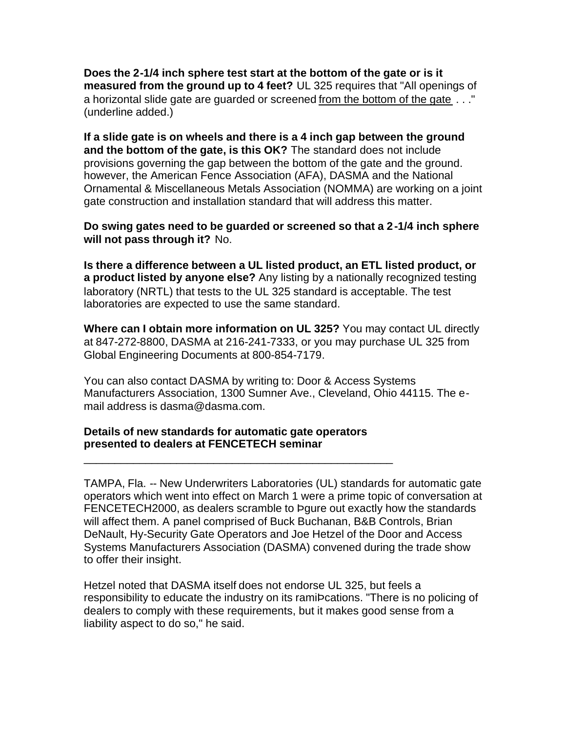**Does the 2-1/4 inch sphere test start at the bottom of the gate or is it measured from the ground up to 4 feet?** UL 325 requires that "All openings of a horizontal slide gate are guarded or screened from the bottom of the gate . . ." (underline added.)

**If a slide gate is on wheels and there is a 4 inch gap between the ground and the bottom of the gate, is this OK?** The standard does not include provisions governing the gap between the bottom of the gate and the ground. however, the American Fence Association (AFA), DASMA and the National Ornamental & Miscellaneous Metals Association (NOMMA) are working on a joint gate construction and installation standard that will address this matter.

**Do swing gates need to be guarded or screened so that a 2-1/4 inch sphere will not pass through it?** No.

**Is there a difference between a UL listed product, an ETL listed product, or a product listed by anyone else?** Any listing by a nationally recognized testing laboratory (NRTL) that tests to the UL 325 standard is acceptable. The test laboratories are expected to use the same standard.

**Where can I obtain more information on UL 325?** You may contact UL directly at 847-272-8800, DASMA at 216-241-7333, or you may purchase UL 325 from Global Engineering Documents at 800-854-7179.

You can also contact DASMA by writing to: Door & Access Systems Manufacturers Association, 1300 Sumner Ave., Cleveland, Ohio 44115. The e-mail address is dasma@dasma.com.

**Details of new standards for automatic gate operators presented to dealers at FENCETECH seminar**

---

TAMPA, Fla. -- New Underwriters Laboratories (UL) standards for automatic gate operators which went into effect on March 1 were a prime topic of conversation at FENCETECH2000, as dealers scramble to Þgure out exactly how the standards will affect them. A panel comprised of Buck Buchanan, B&B Controls, Brian DeNault, Hy-Security Gate Operators and Joe Hetzel of the Door and Access Systems Manufacturers Association (DASMA) convened during the trade show to offer their insight.

Hetzel noted that DASMA itself does not endorse UL 325, but feels a responsibility to educate the industry on its ramiÞcations. "There is no policing of dealers to comply with these requirements, but it makes good sense from a liability aspect to do so," he said.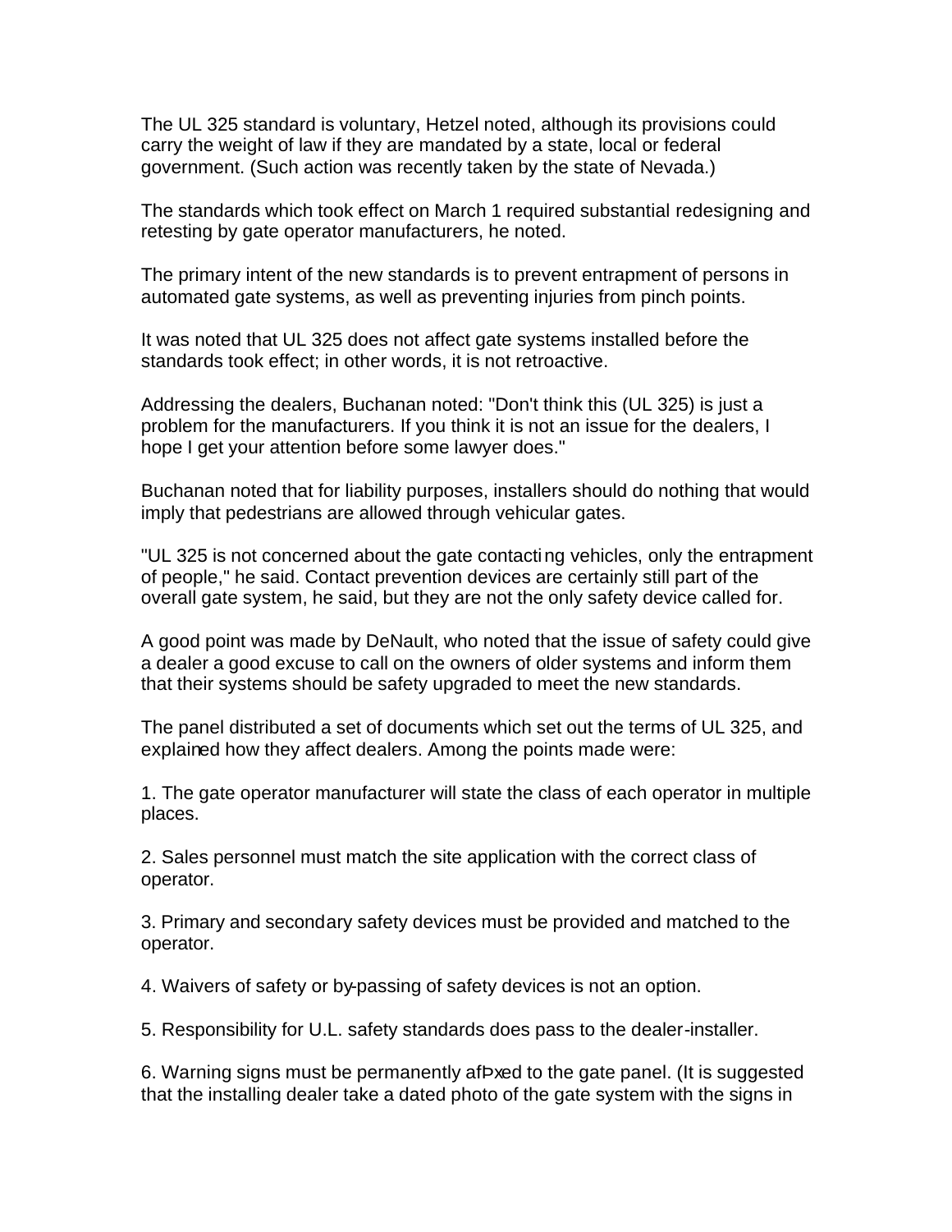The UL 325 standard is voluntary, Hetzel noted, although its provisions could carry the weight of law if they are mandated by a state, local or federal government. (Such action was recently taken by the state of Nevada.)

The standards which took effect on March 1 required substantial redesigning and retesting by gate operator manufacturers, he noted.

The primary intent of the new standards is to prevent entrapment of persons in automated gate systems, as well as preventing injuries from pinch points.

It was noted that UL 325 does not affect gate systems installed before the standards took effect; in other words, it is not retroactive.

Addressing the dealers, Buchanan noted: "Don't think this (UL 325) is just a problem for the manufacturers. If you think it is not an issue for the dealers, I hope I get your attention before some lawyer does."

Buchanan noted that for liability purposes, installers should do nothing that would imply that pedestrians are allowed through vehicular gates.

"UL 325 is not concerned about the gate contacting vehicles, only the entrapment of people," he said. Contact prevention devices are certainly still part of the overall gate system, he said, but they are not the only safety device called for.

A good point was made by DeNault, who noted that the issue of safety could give a dealer a good excuse to call on the owners of older systems and inform them that their systems should be safety upgraded to meet the new standards.

The panel distributed a set of documents which set out the terms of UL 325, and explained how they affect dealers. Among the points made were:

1. The gate operator manufacturer will state the class of each operator in multiple places.

2. Sales personnel must match the site application with the correct class of operator.

3. Primary and secondary safety devices must be provided and matched to the operator.

4. Waivers of safety or by-passing of safety devices is not an option.

5. Responsibility for U.L. safety standards does pass to the dealer-installer.

6. Warning signs must be permanently afÞxed to the gate panel. (It is suggested that the installing dealer take a dated photo of the gate system with the signs in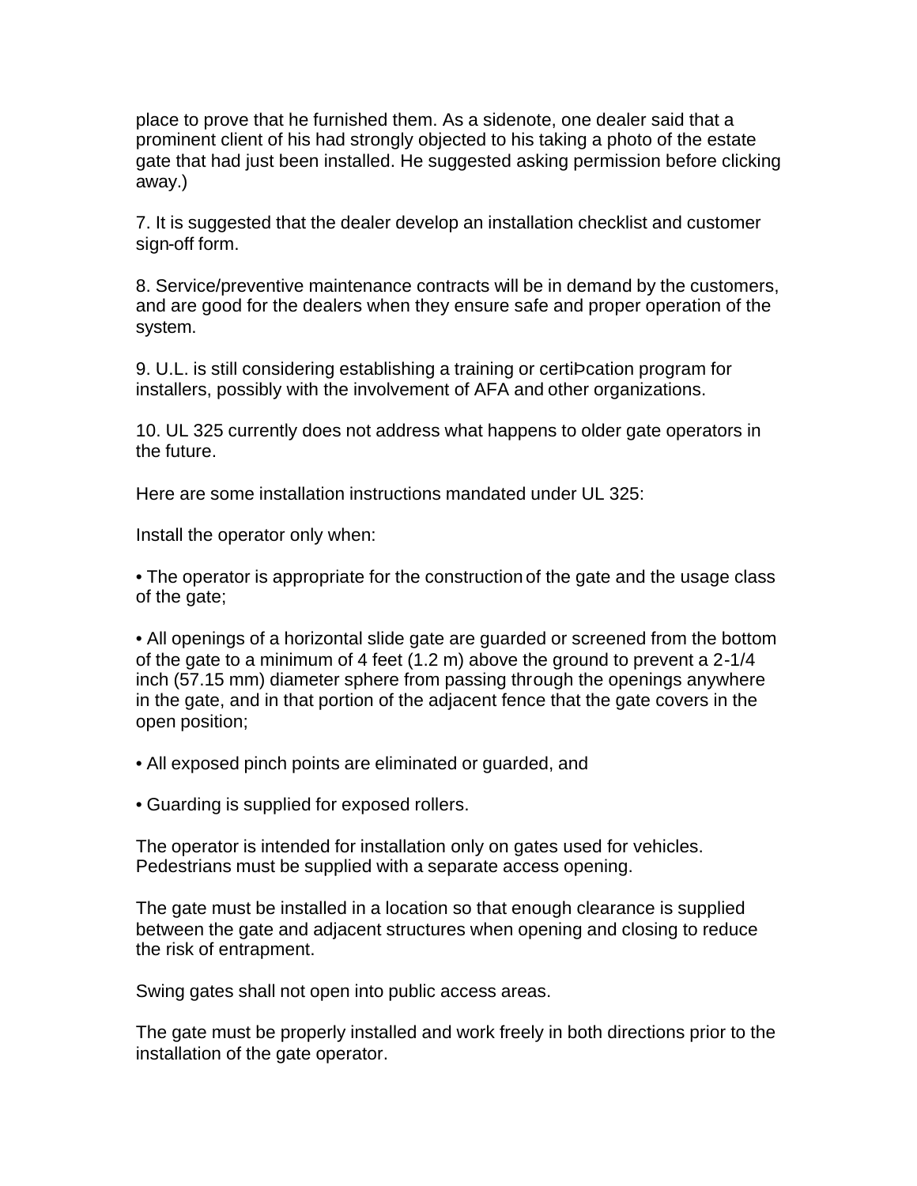place to prove that he furnished them. As a sidenote, one dealer said that a prominent client of his had strongly objected to his taking a photo of the estate gate that had just been installed. He suggested asking permission before clicking away.)

7. It is suggested that the dealer develop an installation checklist and customer sign-off form.

8. Service/preventive maintenance contracts will be in demand by the customers, and are good for the dealers when they ensure safe and proper operation of the system.

9. U.L. is still considering establishing a training or certiÞcation program for installers, possibly with the involvement of AFA and other organizations.

10. UL 325 currently does not address what happens to older gate operators in the future.

Here are some installation instructions mandated under UL 325:

Install the operator only when:

• The operator is appropriate for the construction of the gate and the usage class of the gate;

• All openings of a horizontal slide gate are guarded or screened from the bottom of the gate to a minimum of 4 feet (1.2 m) above the ground to prevent a 2-1/4 inch (57.15 mm) diameter sphere from passing through the openings anywhere in the gate, and in that portion of the adjacent fence that the gate covers in the open position;

• All exposed pinch points are eliminated or guarded, and

• Guarding is supplied for exposed rollers.

The operator is intended for installation only on gates used for vehicles. Pedestrians must be supplied with a separate access opening.

The gate must be installed in a location so that enough clearance is supplied between the gate and adjacent structures when opening and closing to reduce the risk of entrapment.

Swing gates shall not open into public access areas.

The gate must be properly installed and work freely in both directions prior to the installation of the gate operator.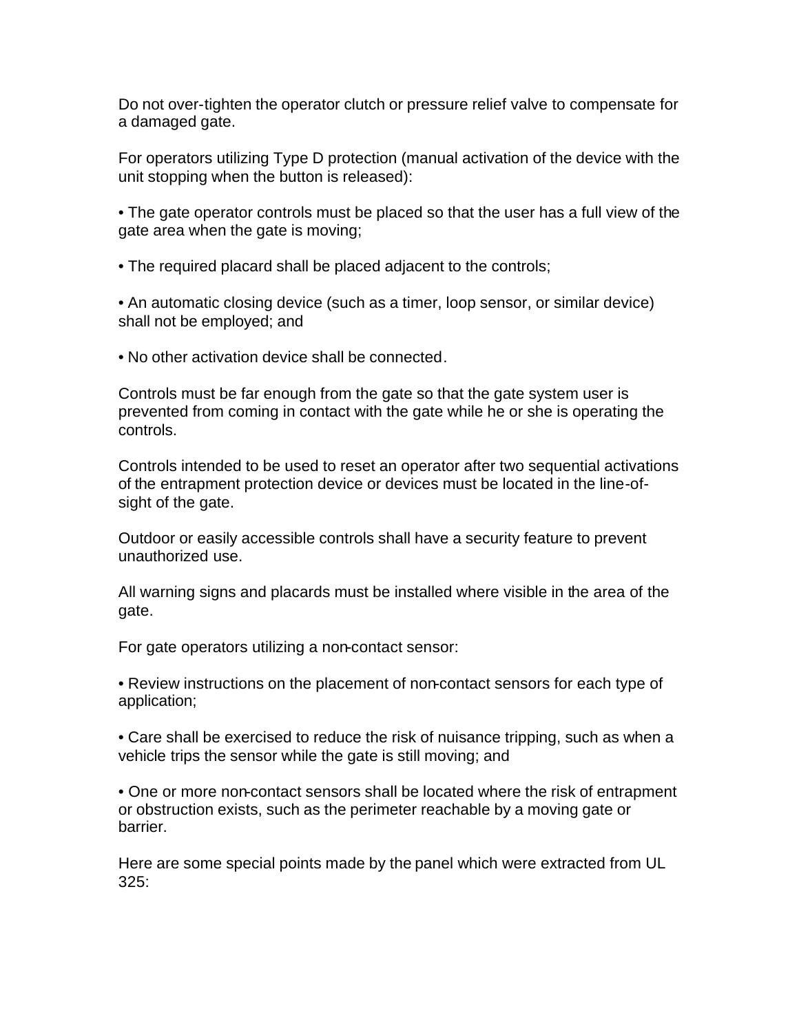Do not over-tighten the operator clutch or pressure relief valve to compensate for a damaged gate.

For operators utilizing Type D protection (manual activation of the device with the unit stopping when the button is released):

- The gate operator controls must be placed so that the user has a full view of the gate area when the gate is moving;
- The required placard shall be placed adjacent to the controls;
- An automatic closing device (such as a timer, loop sensor, or similar device) shall not be employed; and
- No other activation device shall be connected.

Controls must be far enough from the gate so that the gate system user is prevented from coming in contact with the gate while he or she is operating the controls.

Controls intended to be used to reset an operator after two sequential activations of the entrapment protection device or devices must be located in the line-of-sight of the gate.

Outdoor or easily accessible controls shall have a security feature to prevent unauthorized use.

All warning signs and placards must be installed where visible in the area of the gate.

For gate operators utilizing a non-contact sensor:

- Review instructions on the placement of non-contact sensors for each type of application;
- Care shall be exercised to reduce the risk of nuisance tripping, such as when a vehicle trips the sensor while the gate is still moving; and
- One or more non-contact sensors shall be located where the risk of entrapment or obstruction exists, such as the perimeter reachable by a moving gate or barrier.

Here are some special points made by the panel which were extracted from UL 325: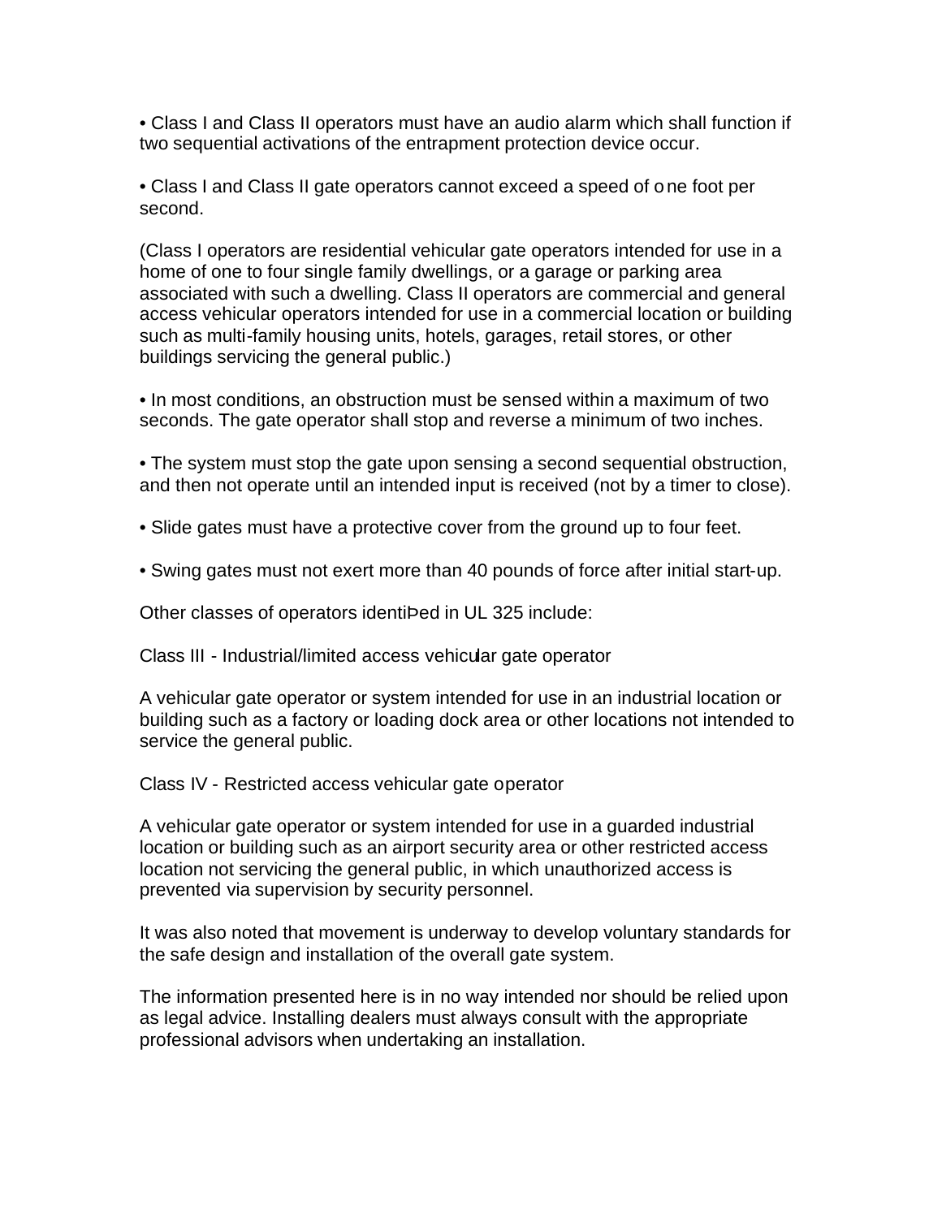- Class I and Class II operators must have an audio alarm which shall function if two sequential activations of the entrapment protection device occur.

- Class I and Class II gate operators cannot exceed a speed of one foot per second.

(Class I operators are residential vehicular gate operators intended for use in a home of one to four single family dwellings, or a garage or parking area associated with such a dwelling. Class II operators are commercial and general access vehicular operators intended for use in a commercial location or building such as multi-family housing units, hotels, garages, retail stores, or other buildings servicing the general public.)

- In most conditions, an obstruction must be sensed within a maximum of two seconds. The gate operator shall stop and reverse a minimum of two inches.

- The system must stop the gate upon sensing a second sequential obstruction, and then not operate until an intended input is received (not by a timer to close).

- Slide gates must have a protective cover from the ground up to four feet.

- Swing gates must not exert more than 40 pounds of force after initial start-up.

Other classes of operators identiÞed in UL 325 include:

Class III - Industrial/limited access vehicular gate operator

A vehicular gate operator or system intended for use in an industrial location or building such as a factory or loading dock area or other locations not intended to service the general public.

Class IV - Restricted access vehicular gate operator

A vehicular gate operator or system intended for use in a guarded industrial location or building such as an airport security area or other restricted access location not servicing the general public, in which unauthorized access is prevented via supervision by security personnel.

It was also noted that movement is underway to develop voluntary standards for the safe design and installation of the overall gate system.

The information presented here is in no way intended nor should be relied upon as legal advice. Installing dealers must always consult with the appropriate professional advisors when undertaking an installation.